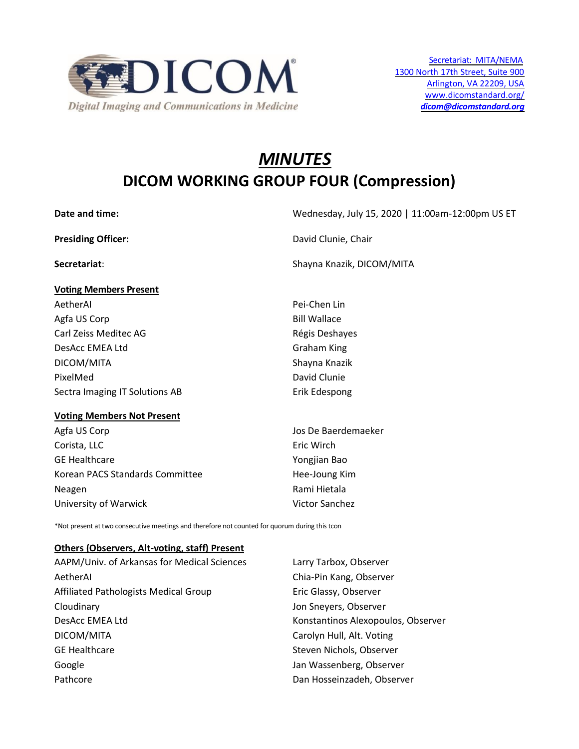Secretariat: MITA/NEMA
1300 North 17th Street, Suite 900
Arlington, VA 22209, USA
www.dicomstandard.org/
***dicom@dicomstandard.org***

# *MINUTES*

# DICOM WORKING GROUP FOUR (Compression)

| | |
|---|---|
| **Date and time:** | Wednesday, July 15, 2020 \| 11:00am-12:00pm US ET |
| **Presiding Officer:** | David Clunie, Chair |
| **Secretariat**: | Shayna Knazik, DICOM/MITA |

**Voting Members Present**

| | |
|---|---|
| AetherAI | Pei-Chen Lin |
| Agfa US Corp | Bill Wallace |
| Carl Zeiss Meditec AG | Régis Deshayes |
| DesAcc EMEA Ltd | Graham King |
| DICOM/MITA | Shayna Knazik |
| PixelMed | David Clunie |
| Sectra Imaging IT Solutions AB | Erik Edespong |

**Voting Members Not Present**

| | |
|---|---|
| Agfa US Corp | Jos De Baerdemaeker |
| Corista, LLC | Eric Wirch |
| GE Healthcare | Yongjian Bao |
| Korean PACS Standards Committee | Hee-Joung Kim |
| Neagen | Rami Hietala |
| University of Warwick | Victor Sanchez |

*Not present at two consecutive meetings and therefore not counted for quorum during this tcon

**Others (Observers, Alt-voting, staff) Present**

| | |
|---|---|
| AAPM/Univ. of Arkansas for Medical Sciences | Larry Tarbox, Observer |
| AetherAI | Chia-Pin Kang, Observer |
| Affiliated Pathologists Medical Group | Eric Glassy, Observer |
| Cloudinary | Jon Sneyers, Observer |
| DesAcc EMEA Ltd | Konstantinos Alexopoulos, Observer |
| DICOM/MITA | Carolyn Hull, Alt. Voting |
| GE Healthcare | Steven Nichols, Observer |
| Google | Jan Wassenberg, Observer |
| Pathcore | Dan Hosseinzadeh, Observer |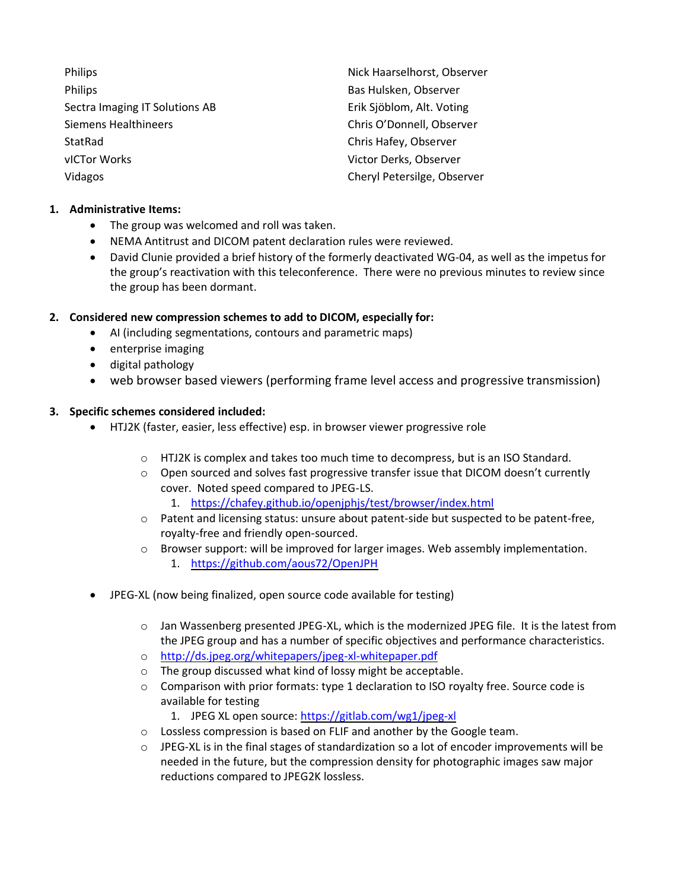| | |
|---|---|
| Philips | Nick Haarselhorst, Observer |
| Philips | Bas Hulsken, Observer |
| Sectra Imaging IT Solutions AB | Erik Sjöblom, Alt. Voting |
| Siemens Healthineers | Chris O'Donnell, Observer |
| StatRad | Chris Hafey, Observer |
| vICTor Works | Victor Derks, Observer |
| Vidagos | Cheryl Petersilge, Observer |

1. **Administrative Items:**
   - The group was welcomed and roll was taken.
   - NEMA Antitrust and DICOM patent declaration rules were reviewed.
   - David Clunie provided a brief history of the formerly deactivated WG-04, as well as the impetus for the group's reactivation with this teleconference. There were no previous minutes to review since the group has been dormant.

2. **Considered new compression schemes to add to DICOM, especially for:**
   - AI (including segmentations, contours and parametric maps)
   - enterprise imaging
   - digital pathology
   - web browser based viewers (performing frame level access and progressive transmission)

3. **Specific schemes considered included:**
   - HTJ2K (faster, easier, less effective) esp. in browser viewer progressive role
     - HTJ2K is complex and takes too much time to decompress, but is an ISO Standard.
     - Open sourced and solves fast progressive transfer issue that DICOM doesn't currently cover. Noted speed compared to JPEG-LS.
       1. https://chafey.github.io/openjphjs/test/browser/index.html
     - Patent and licensing status: unsure about patent-side but suspected to be patent-free, royalty-free and friendly open-sourced.
     - Browser support: will be improved for larger images. Web assembly implementation.
       1. https://github.com/aous72/OpenJPH
   - JPEG-XL (now being finalized, open source code available for testing)
     - Jan Wassenberg presented JPEG-XL, which is the modernized JPEG file. It is the latest from the JPEG group and has a number of specific objectives and performance characteristics.
     - http://ds.jpeg.org/whitepapers/jpeg-xl-whitepaper.pdf
     - The group discussed what kind of lossy might be acceptable.
     - Comparison with prior formats: type 1 declaration to ISO royalty free. Source code is available for testing
       1. JPEG XL open source: https://gitlab.com/wg1/jpeg-xl
     - Lossless compression is based on FLIF and another by the Google team.
     - JPEG-XL is in the final stages of standardization so a lot of encoder improvements will be needed in the future, but the compression density for photographic images saw major reductions compared to JPEG2K lossless.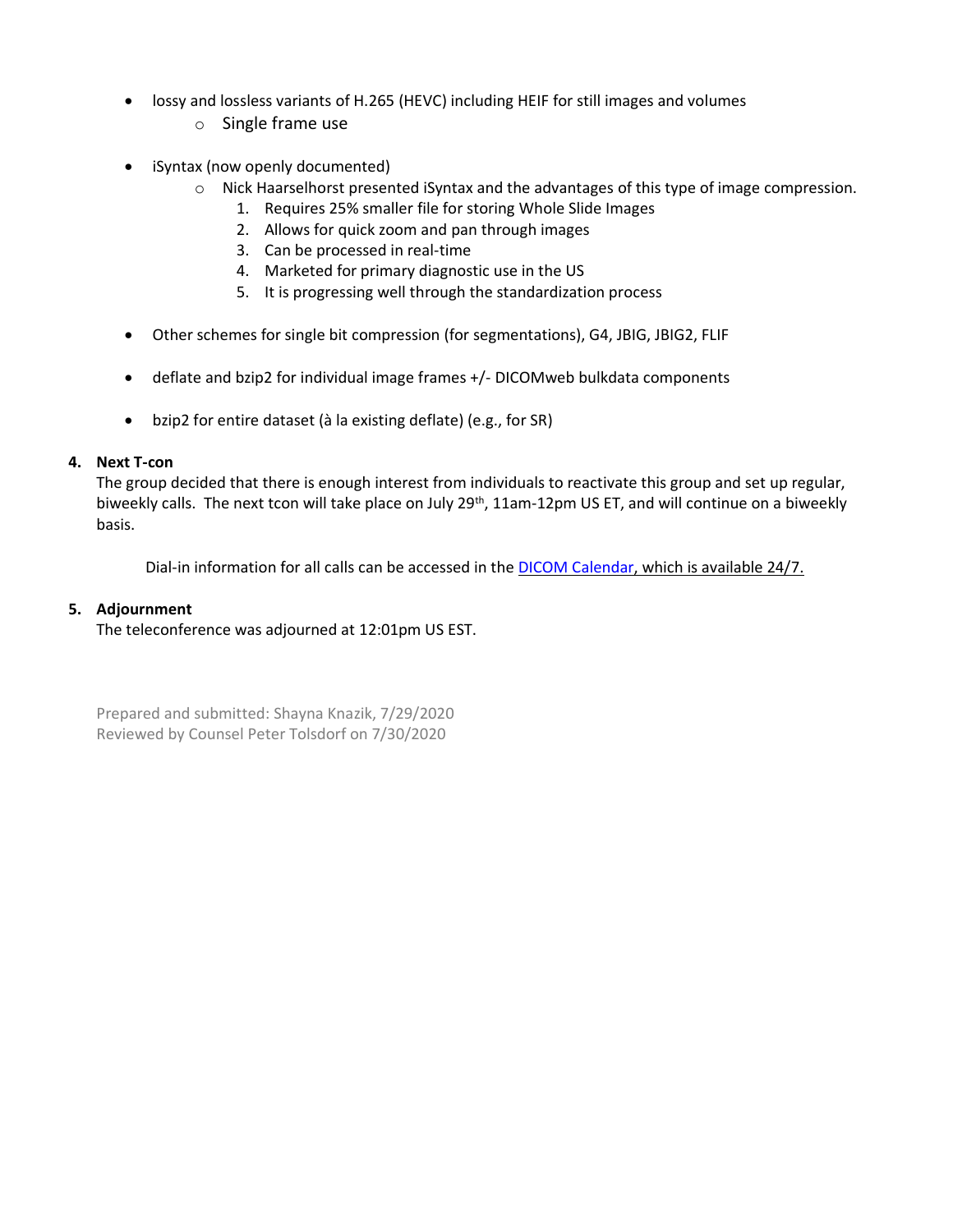- lossy and lossless variants of H.265 (HEVC) including HEIF for still images and volumes
    - Single frame use

- iSyntax (now openly documented)
    - Nick Haarselhorst presented iSyntax and the advantages of this type of image compression.
        1. Requires 25% smaller file for storing Whole Slide Images
        2. Allows for quick zoom and pan through images
        3. Can be processed in real-time
        4. Marketed for primary diagnostic use in the US
        5. It is progressing well through the standardization process

- Other schemes for single bit compression (for segmentations), G4, JBIG, JBIG2, FLIF

- deflate and bzip2 for individual image frames +/- DICOMweb bulkdata components

- bzip2 for entire dataset (à la existing deflate) (e.g., for SR)

4. **Next T-con**

   The group decided that there is enough interest from individuals to reactivate this group and set up regular, biweekly calls. The next tcon will take place on July 29th, 11am-12pm US ET, and will continue on a biweekly basis.

   Dial-in information for all calls can be accessed in the DICOM Calendar, which is available 24/7.

5. **Adjournment**

   The teleconference was adjourned at 12:01pm US EST.

Prepared and submitted: Shayna Knazik, 7/29/2020
Reviewed by Counsel Peter Tolsdorf on 7/30/2020